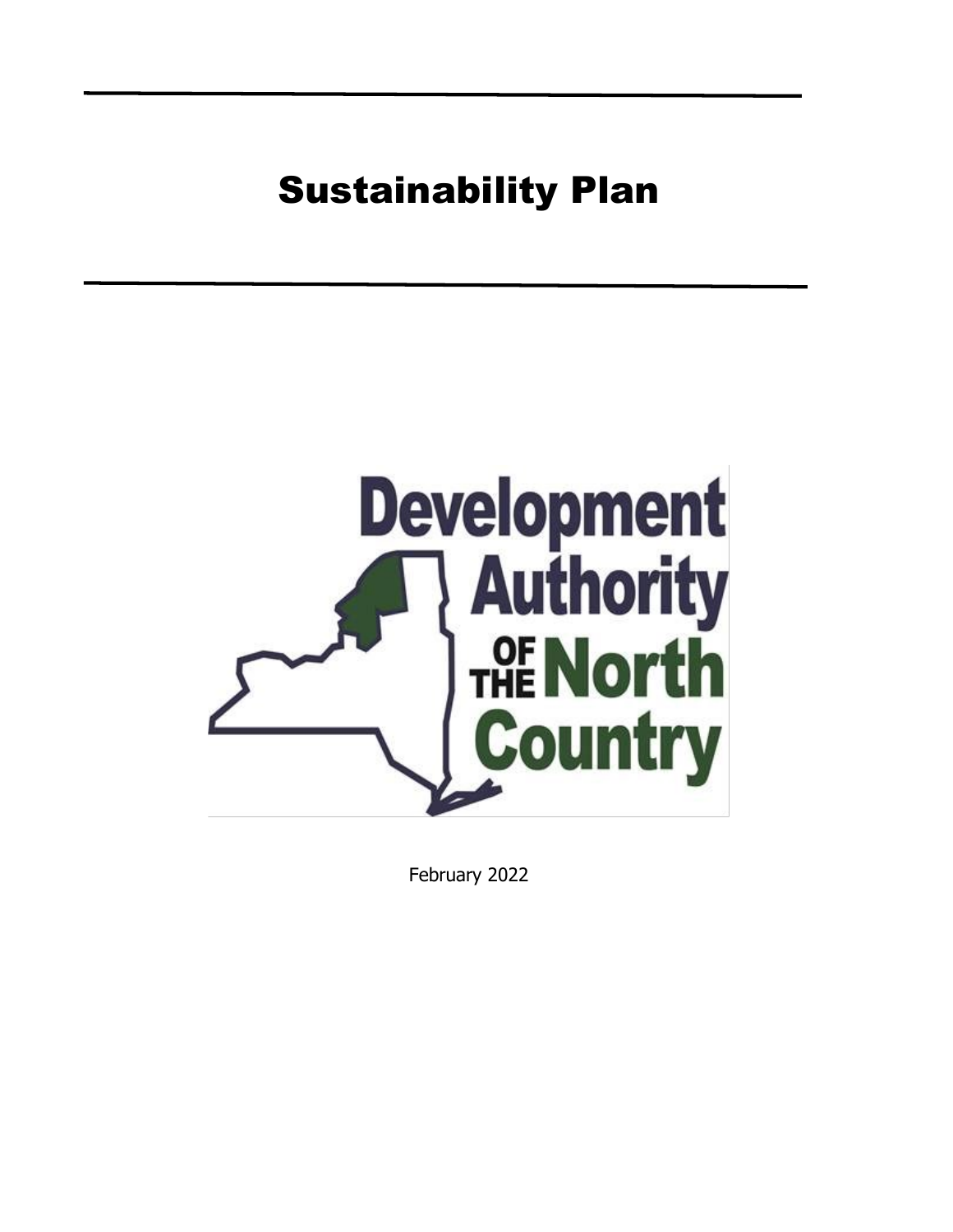# Sustainability Plan

Development Authority of the North Country

February 2022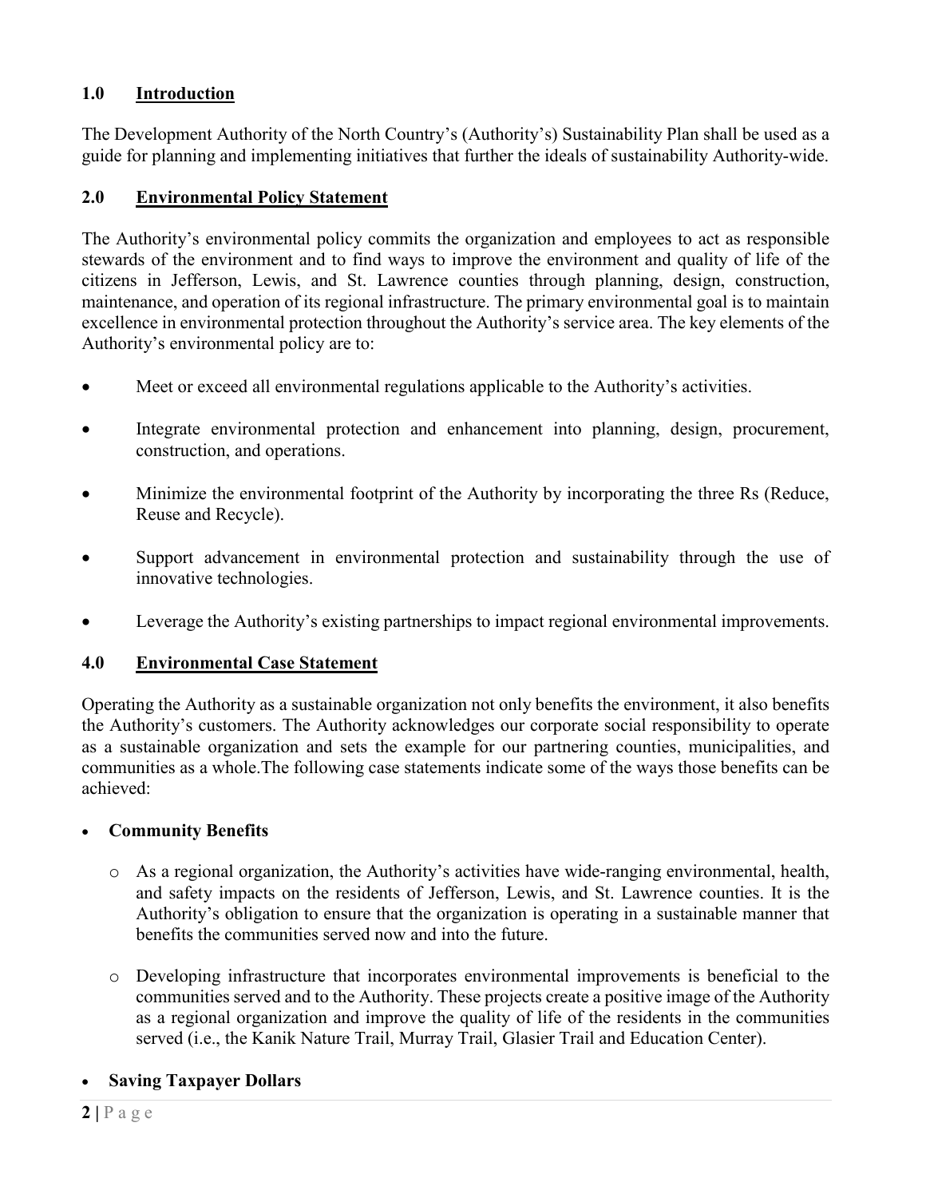## 1.0 Introduction

The Development Authority of the North Country's (Authority's) Sustainability Plan shall be used as a guide for planning and implementing initiatives that further the ideals of sustainability Authority-wide.

## 2.0 Environmental Policy Statement

The Authority's environmental policy commits the organization and employees to act as responsible stewards of the environment and to find ways to improve the environment and quality of life of the citizens in Jefferson, Lewis, and St. Lawrence counties through planning, design, construction, maintenance, and operation of its regional infrastructure. The primary environmental goal is to maintain excellence in environmental protection throughout the Authority's service area. The key elements of the Authority's environmental policy are to:

- Meet or exceed all environmental regulations applicable to the Authority's activities.
- Integrate environmental protection and enhancement into planning, design, procurement, construction, and operations.
- Minimize the environmental footprint of the Authority by incorporating the three Rs (Reduce, Reuse and Recycle).
- Support advancement in environmental protection and sustainability through the use of innovative technologies.
- Leverage the Authority's existing partnerships to impact regional environmental improvements.

## 4.0 Environmental Case Statement

Operating the Authority as a sustainable organization not only benefits the environment, it also benefits the Authority's customers. The Authority acknowledges our corporate social responsibility to operate as a sustainable organization and sets the example for our partnering counties, municipalities, and communities as a whole.The following case statements indicate some of the ways those benefits can be achieved:

- **Community Benefits**
  - As a regional organization, the Authority's activities have wide-ranging environmental, health, and safety impacts on the residents of Jefferson, Lewis, and St. Lawrence counties. It is the Authority's obligation to ensure that the organization is operating in a sustainable manner that benefits the communities served now and into the future.
  - Developing infrastructure that incorporates environmental improvements is beneficial to the communities served and to the Authority. These projects create a positive image of the Authority as a regional organization and improve the quality of life of the residents in the communities served (i.e., the Kanik Nature Trail, Murray Trail, Glasier Trail and Education Center).
- **Saving Taxpayer Dollars**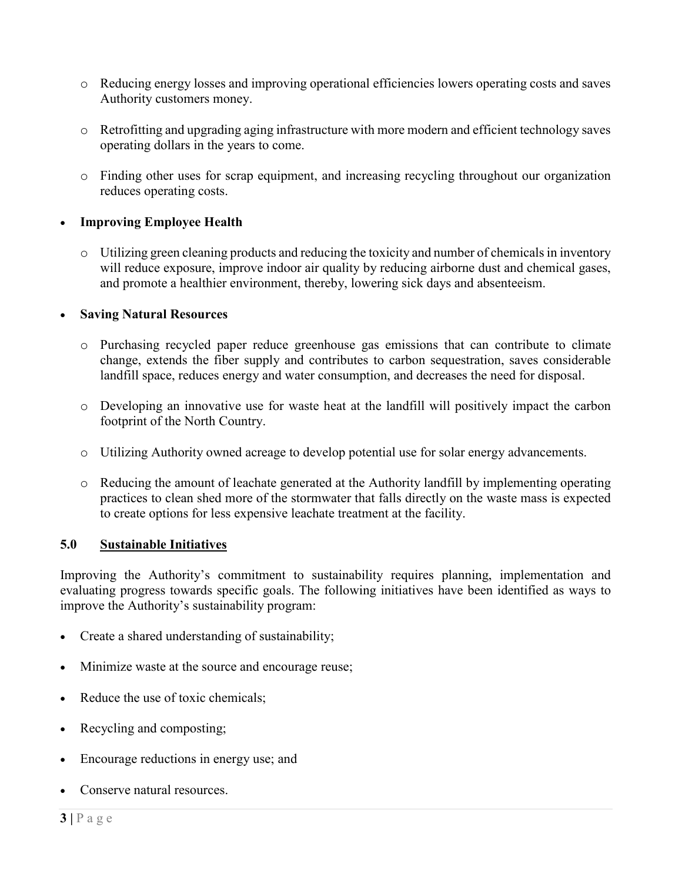- Reducing energy losses and improving operational efficiencies lowers operating costs and saves Authority customers money.

  - Retrofitting and upgrading aging infrastructure with more modern and efficient technology saves operating dollars in the years to come.

  - Finding other uses for scrap equipment, and increasing recycling throughout our organization reduces operating costs.

- **Improving Employee Health**

  - Utilizing green cleaning products and reducing the toxicity and number of chemicals in inventory will reduce exposure, improve indoor air quality by reducing airborne dust and chemical gases, and promote a healthier environment, thereby, lowering sick days and absenteeism.

- **Saving Natural Resources**

  - Purchasing recycled paper reduce greenhouse gas emissions that can contribute to climate change, extends the fiber supply and contributes to carbon sequestration, saves considerable landfill space, reduces energy and water consumption, and decreases the need for disposal.

  - Developing an innovative use for waste heat at the landfill will positively impact the carbon footprint of the North Country.

  - Utilizing Authority owned acreage to develop potential use for solar energy advancements.

  - Reducing the amount of leachate generated at the Authority landfill by implementing operating practices to clean shed more of the stormwater that falls directly on the waste mass is expected to create options for less expensive leachate treatment at the facility.

## 5.0 Sustainable Initiatives

Improving the Authority's commitment to sustainability requires planning, implementation and evaluating progress towards specific goals. The following initiatives have been identified as ways to improve the Authority's sustainability program:

- Create a shared understanding of sustainability;

- Minimize waste at the source and encourage reuse;

- Reduce the use of toxic chemicals;

- Recycling and composting;

- Encourage reductions in energy use; and

- Conserve natural resources.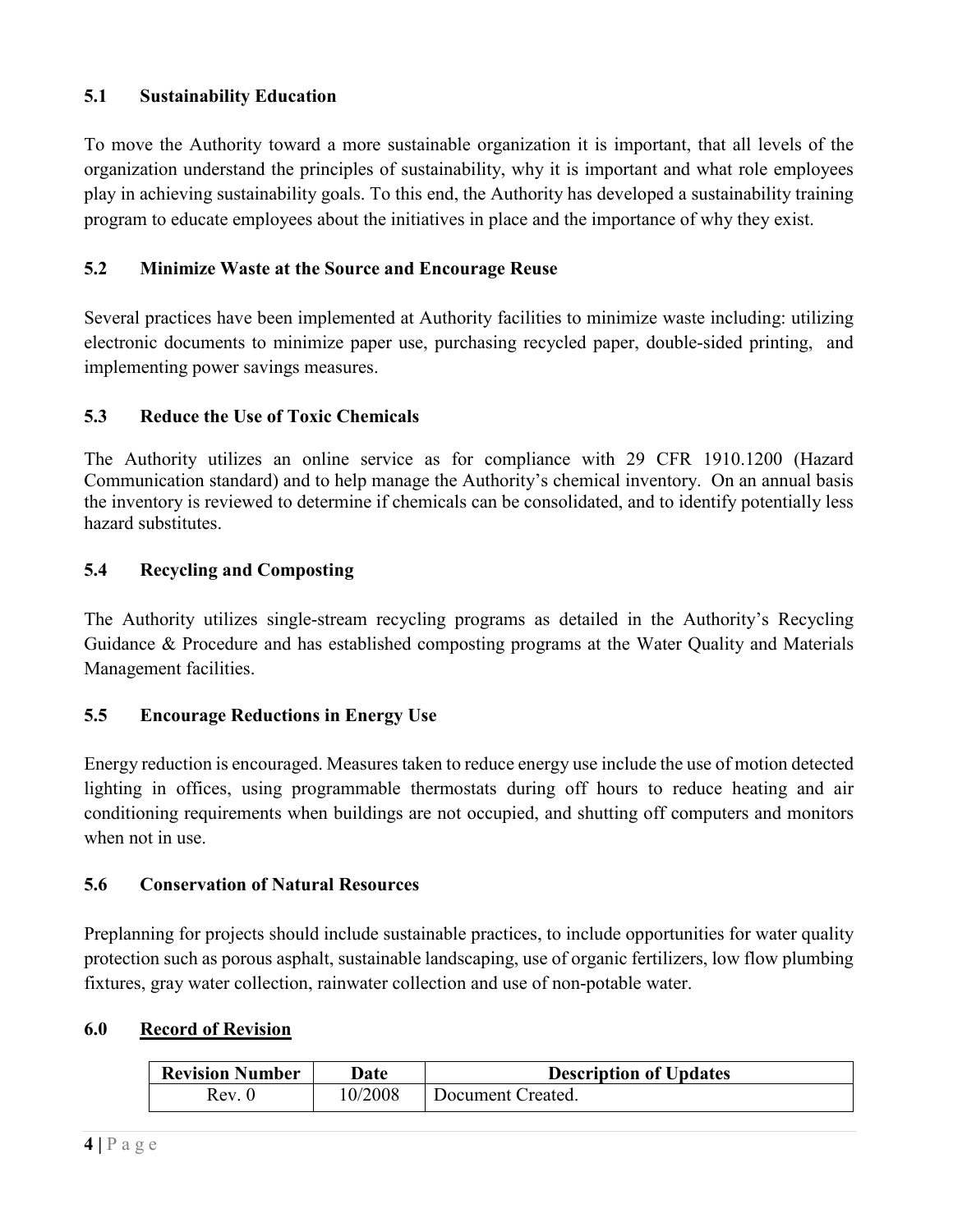### 5.1 Sustainability Education

To move the Authority toward a more sustainable organization it is important, that all levels of the organization understand the principles of sustainability, why it is important and what role employees play in achieving sustainability goals. To this end, the Authority has developed a sustainability training program to educate employees about the initiatives in place and the importance of why they exist.

### 5.2 Minimize Waste at the Source and Encourage Reuse

Several practices have been implemented at Authority facilities to minimize waste including: utilizing electronic documents to minimize paper use, purchasing recycled paper, double-sided printing, and implementing power savings measures.

### 5.3 Reduce the Use of Toxic Chemicals

The Authority utilizes an online service as for compliance with 29 CFR 1910.1200 (Hazard Communication standard) and to help manage the Authority's chemical inventory. On an annual basis the inventory is reviewed to determine if chemicals can be consolidated, and to identify potentially less hazard substitutes.

### 5.4 Recycling and Composting

The Authority utilizes single-stream recycling programs as detailed in the Authority's Recycling Guidance & Procedure and has established composting programs at the Water Quality and Materials Management facilities.

### 5.5 Encourage Reductions in Energy Use

Energy reduction is encouraged. Measures taken to reduce energy use include the use of motion detected lighting in offices, using programmable thermostats during off hours to reduce heating and air conditioning requirements when buildings are not occupied, and shutting off computers and monitors when not in use.

### 5.6 Conservation of Natural Resources

Preplanning for projects should include sustainable practices, to include opportunities for water quality protection such as porous asphalt, sustainable landscaping, use of organic fertilizers, low flow plumbing fixtures, gray water collection, rainwater collection and use of non-potable water.

## 6.0 Record of Revision

| Revision Number | Date | Description of Updates |
|---|---|---|
| Rev. 0 | 10/2008 | Document Created. |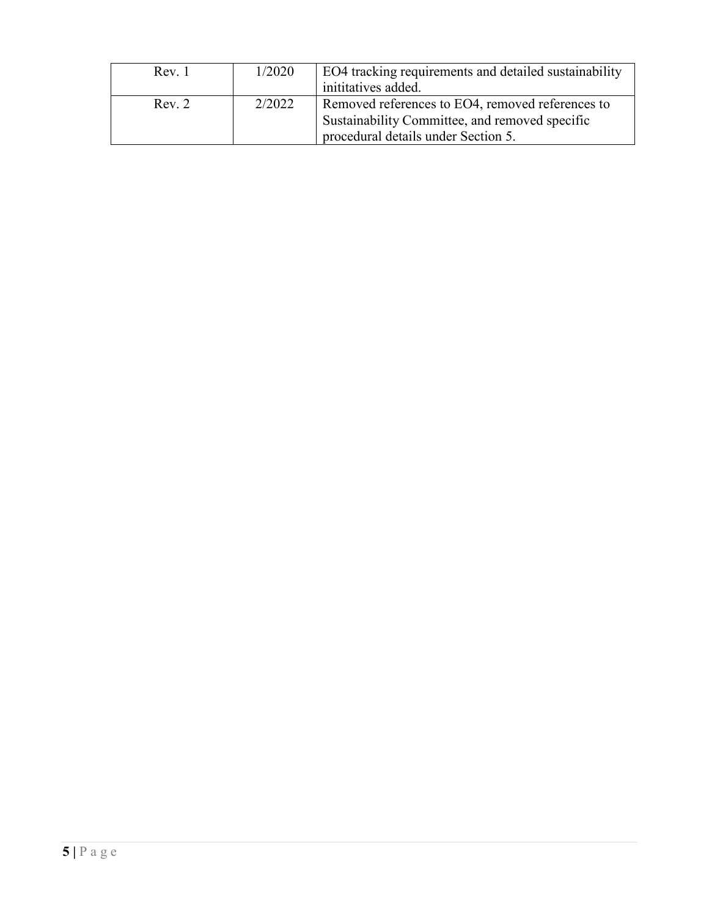| | | |
|---|---|---|
| Rev. 1 | 1/2020 | EO4 tracking requirements and detailed sustainability inititatives added. |
| Rev. 2 | 2/2022 | Removed references to EO4, removed references to Sustainability Committee, and removed specific procedural details under Section 5. |